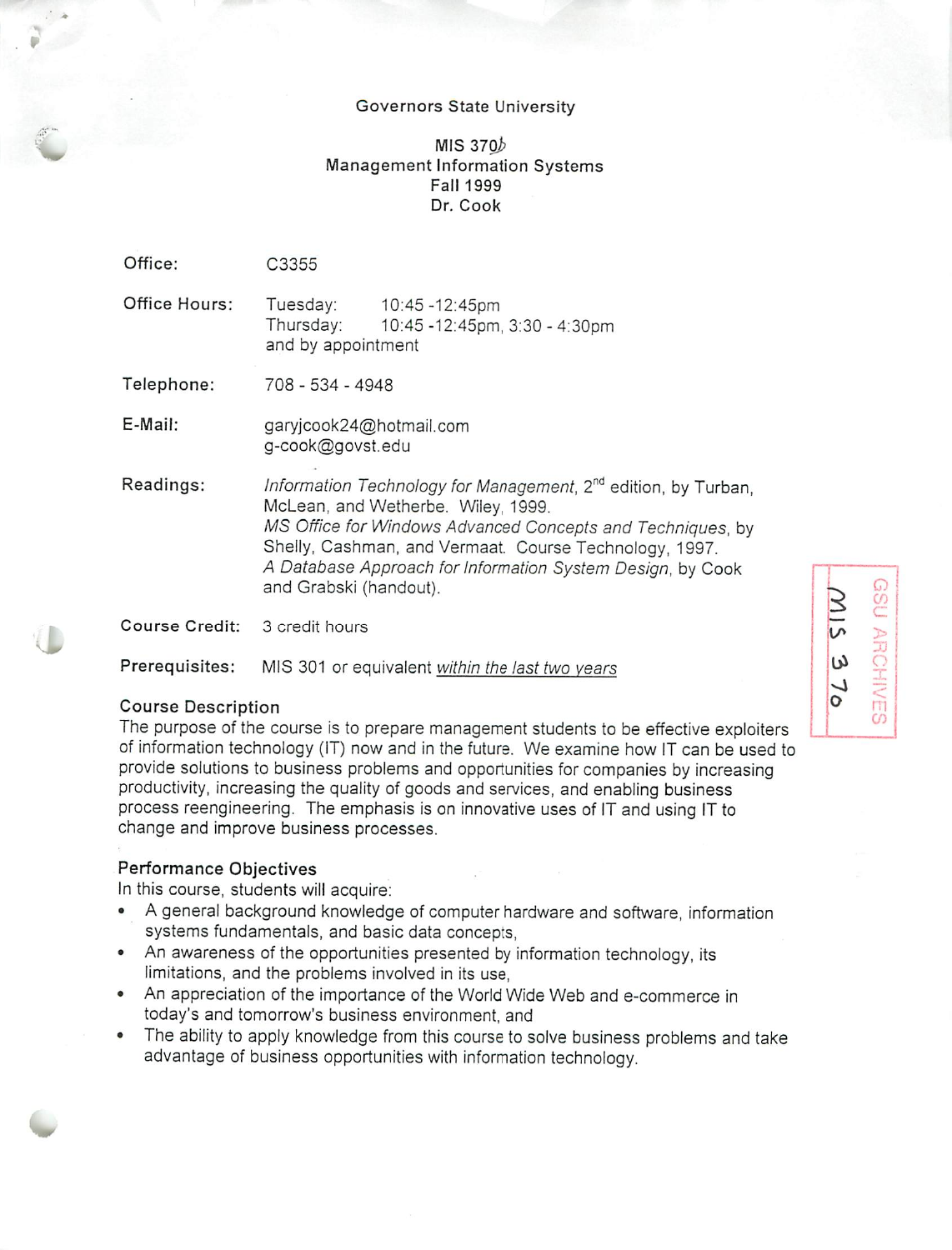Governors State University

MIS 370b
Management Information Systems
Fall 1999
Dr. Cook

| | |
|---|---|
| Office: | C3355 |
| Office Hours: | Tuesday: 10:45 -12:45pm<br>Thursday: 10:45 -12:45pm, 3:30 - 4:30pm<br>and by appointment |
| Telephone: | 708 - 534 - 4948 |
| E-Mail: | garyjcook24@hotmail.com<br>g-cook@govst.edu |
| Readings: | *Information Technology for Management*, 2nd edition, by Turban, McLean, and Wetherbe. Wiley, 1999.<br>*MS Office for Windows Advanced Concepts and Techniques*, by Shelly, Cashman, and Vermaat. Course Technology, 1997.<br>*A Database Approach for Information System Design*, by Cook and Grabski (handout). |
| Course Credit: | 3 credit hours |
| Prerequisites: | MIS 301 or equivalent within the last two years |

GSU ARCHIVES
MIS 370

## Course Description

The purpose of the course is to prepare management students to be effective exploiters of information technology (IT) now and in the future. We examine how IT can be used to provide solutions to business problems and opportunities for companies by increasing productivity, increasing the quality of goods and services, and enabling business process reengineering. The emphasis is on innovative uses of IT and using IT to change and improve business processes.

## Performance Objectives

In this course, students will acquire:

- A general background knowledge of computer hardware and software, information systems fundamentals, and basic data concepts,
- An awareness of the opportunities presented by information technology, its limitations, and the problems involved in its use,
- An appreciation of the importance of the World Wide Web and e-commerce in today's and tomorrow's business environment, and
- The ability to apply knowledge from this course to solve business problems and take advantage of business opportunities with information technology.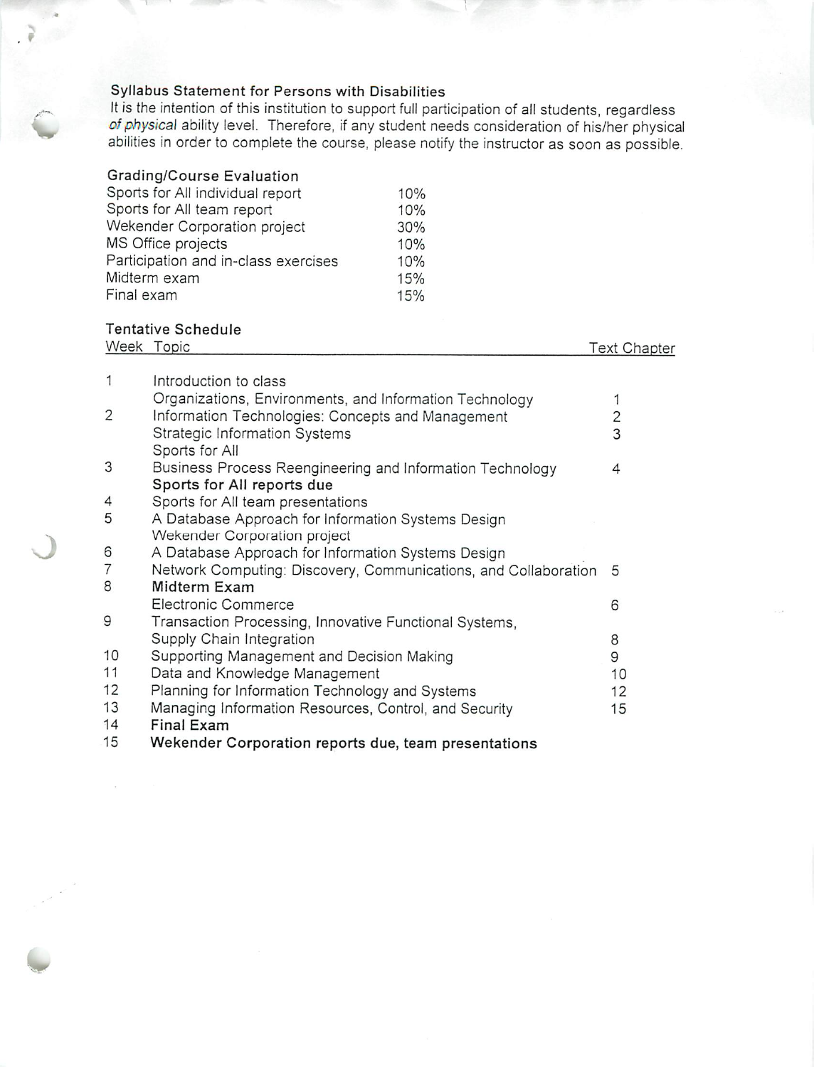## Syllabus Statement for Persons with Disabilities

It is the intention of this institution to support full participation of all students, regardless of physical ability level. Therefore, if any student needs consideration of his/her physical abilities in order to complete the course, please notify the instructor as soon as possible.

## Grading/Course Evaluation

| | |
|---|---|
| Sports for All individual report | 10% |
| Sports for All team report | 10% |
| Wekender Corporation project | 30% |
| MS Office projects | 10% |
| Participation and in-class exercises | 10% |
| Midterm exam | 15% |
| Final exam | 15% |

## Tentative Schedule

| Week | Topic | Text Chapter |
|---|---|---|
| 1 | Introduction to class | |
| | Organizations, Environments, and Information Technology | 1 |
| 2 | Information Technologies: Concepts and Management | 2 |
| | Strategic Information Systems | 3 |
| | Sports for All | |
| 3 | Business Process Reengineering and Information Technology | 4 |
| | **Sports for All reports due** | |
| 4 | Sports for All team presentations | |
| 5 | A Database Approach for Information Systems Design | |
| | Wekender Corporation project | |
| 6 | A Database Approach for Information Systems Design | |
| 7 | Network Computing: Discovery, Communications, and Collaboration | 5 |
| 8 | **Midterm Exam** | |
| | Electronic Commerce | 6 |
| 9 | Transaction Processing, Innovative Functional Systems, | |
| | Supply Chain Integration | 8 |
| 10 | Supporting Management and Decision Making | 9 |
| 11 | Data and Knowledge Management | 10 |
| 12 | Planning for Information Technology and Systems | 12 |
| 13 | Managing Information Resources, Control, and Security | 15 |
| 14 | **Final Exam** | |
| 15 | **Wekender Corporation reports due, team presentations** | |